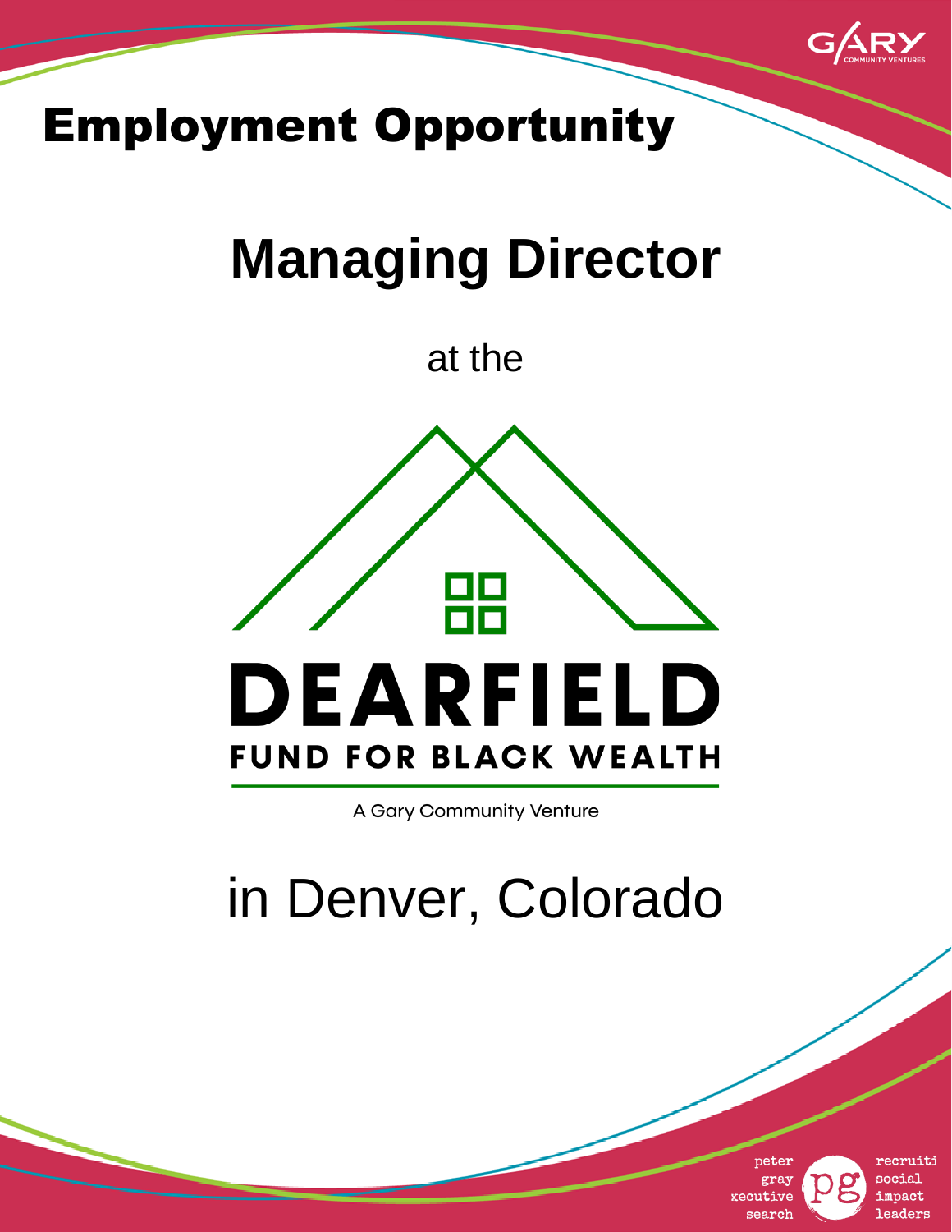# Employment Opportunity

# Managing Director

at the

**DEARFIELD**

**FUND FOR BLACK WEALTH**

A Gary Community Venture

in Denver, Colorado

peter gray xecutive search

recruiti social impact leaders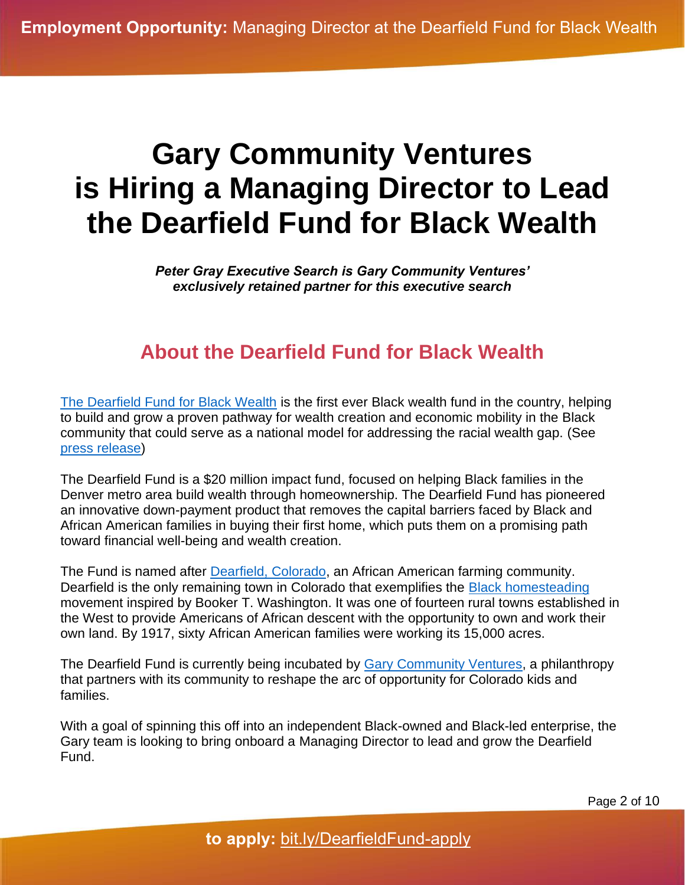# Gary Community Ventures is Hiring a Managing Director to Lead the Dearfield Fund for Black Wealth

***Peter Gray Executive Search is Gary Community Ventures' exclusively retained partner for this executive search***

## About the Dearfield Fund for Black Wealth

The Dearfield Fund for Black Wealth is the first ever Black wealth fund in the country, helping to build and grow a proven pathway for wealth creation and economic mobility in the Black community that could serve as a national model for addressing the racial wealth gap. (See press release)

The Dearfield Fund is a $20 million impact fund, focused on helping Black families in the Denver metro area build wealth through homeownership. The Dearfield Fund has pioneered an innovative down-payment product that removes the capital barriers faced by Black and African American families in buying their first home, which puts them on a promising path toward financial well-being and wealth creation.

The Fund is named after Dearfield, Colorado, an African American farming community. Dearfield is the only remaining town in Colorado that exemplifies the Black homesteading movement inspired by Booker T. Washington. It was one of fourteen rural towns established in the West to provide Americans of African descent with the opportunity to own and work their own land. By 1917, sixty African American families were working its 15,000 acres.

The Dearfield Fund is currently being incubated by Gary Community Ventures, a philanthropy that partners with its community to reshape the arc of opportunity for Colorado kids and families.

With a goal of spinning this off into an independent Black-owned and Black-led enterprise, the Gary team is looking to bring onboard a Managing Director to lead and grow the Dearfield Fund.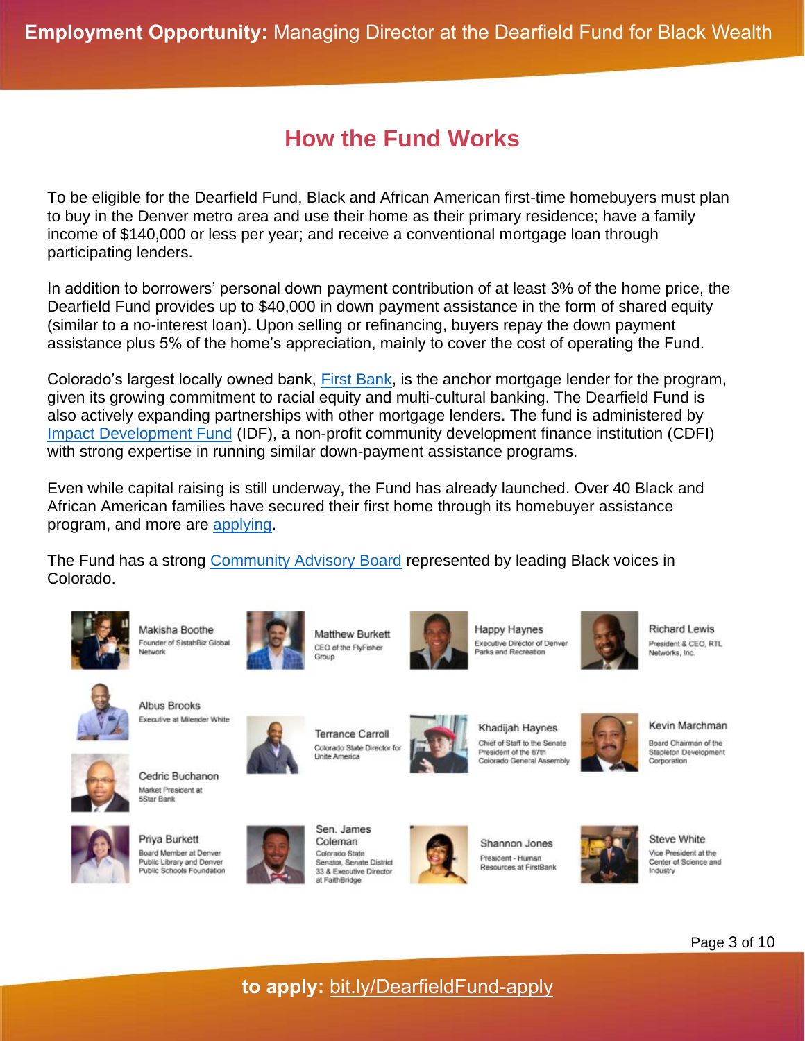# How the Fund Works

To be eligible for the Dearfield Fund, Black and African American first-time homebuyers must plan to buy in the Denver metro area and use their home as their primary residence; have a family income of $140,000 or less per year; and receive a conventional mortgage loan through participating lenders.

In addition to borrowers' personal down payment contribution of at least 3% of the home price, the Dearfield Fund provides up to $40,000 in down payment assistance in the form of shared equity (similar to a no-interest loan). Upon selling or refinancing, buyers repay the down payment assistance plus 5% of the home's appreciation, mainly to cover the cost of operating the Fund.

Colorado's largest locally owned bank, First Bank, is the anchor mortgage lender for the program, given its growing commitment to racial equity and multi-cultural banking. The Dearfield Fund is also actively expanding partnerships with other mortgage lenders. The fund is administered by Impact Development Fund (IDF), a non-profit community development finance institution (CDFI) with strong expertise in running similar down-payment assistance programs.

Even while capital raising is still underway, the Fund has already launched. Over 40 Black and African American families have secured their first home through its homebuyer assistance program, and more are applying.

The Fund has a strong Community Advisory Board represented by leading Black voices in Colorado.

- **Makisha Boothe** – Founder of SistahBiz Global Network
- **Matthew Burkett** – CEO of the FlyFisher Group
- **Happy Haynes** – Executive Director of Denver Parks and Recreation
- **Richard Lewis** – President & CEO, RTL Networks, Inc.
- **Albus Brooks** – Executive at Milender White
- **Cedric Buchanon** – Market President at 5Star Bank
- **Terrance Carroll** – Colorado State Director for Unite America
- **Khadijah Haynes** – Chief of Staff to the Senate President of the 67th Colorado General Assembly
- **Kevin Marchman** – Board Chairman of the Stapleton Development Corporation
- **Priya Burkett** – Board Member at Denver Public Library and Denver Public Schools Foundation
- **Sen. James Coleman** – Colorado State Senator, Senate District 33 & Executive Director at FaithBridge
- **Shannon Jones** – President - Human Resources at FirstBank
- **Steve White** – Vice President at the Center of Science and Industry

**to apply:** bit.ly/DearfieldFund-apply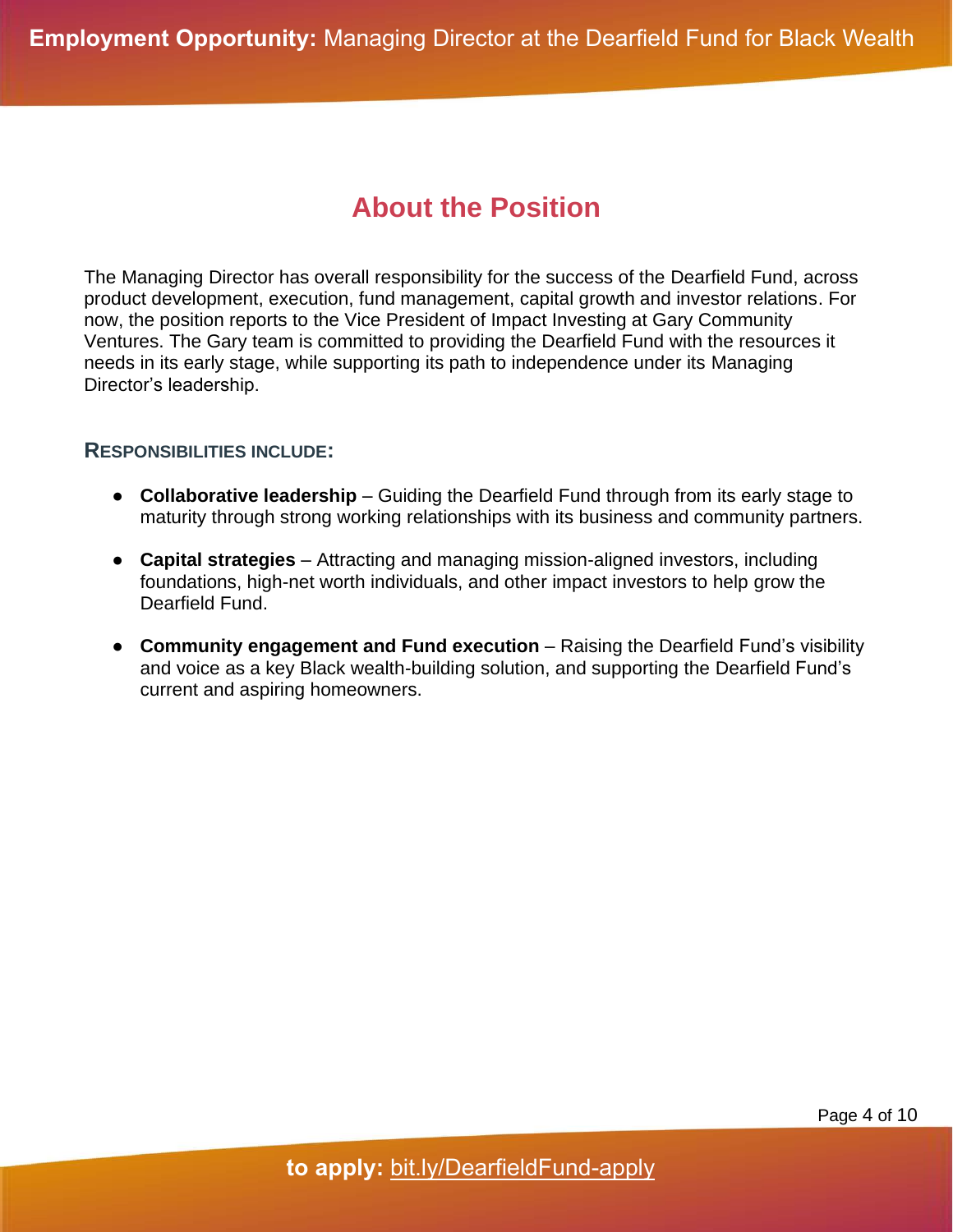## About the Position

The Managing Director has overall responsibility for the success of the Dearfield Fund, across product development, execution, fund management, capital growth and investor relations. For now, the position reports to the Vice President of Impact Investing at Gary Community Ventures. The Gary team is committed to providing the Dearfield Fund with the resources it needs in its early stage, while supporting its path to independence under its Managing Director's leadership.

### RESPONSIBILITIES INCLUDE:

- **Collaborative leadership** – Guiding the Dearfield Fund through from its early stage to maturity through strong working relationships with its business and community partners.
- **Capital strategies** – Attracting and managing mission-aligned investors, including foundations, high-net worth individuals, and other impact investors to help grow the Dearfield Fund.
- **Community engagement and Fund execution** – Raising the Dearfield Fund's visibility and voice as a key Black wealth-building solution, and supporting the Dearfield Fund's current and aspiring homeowners.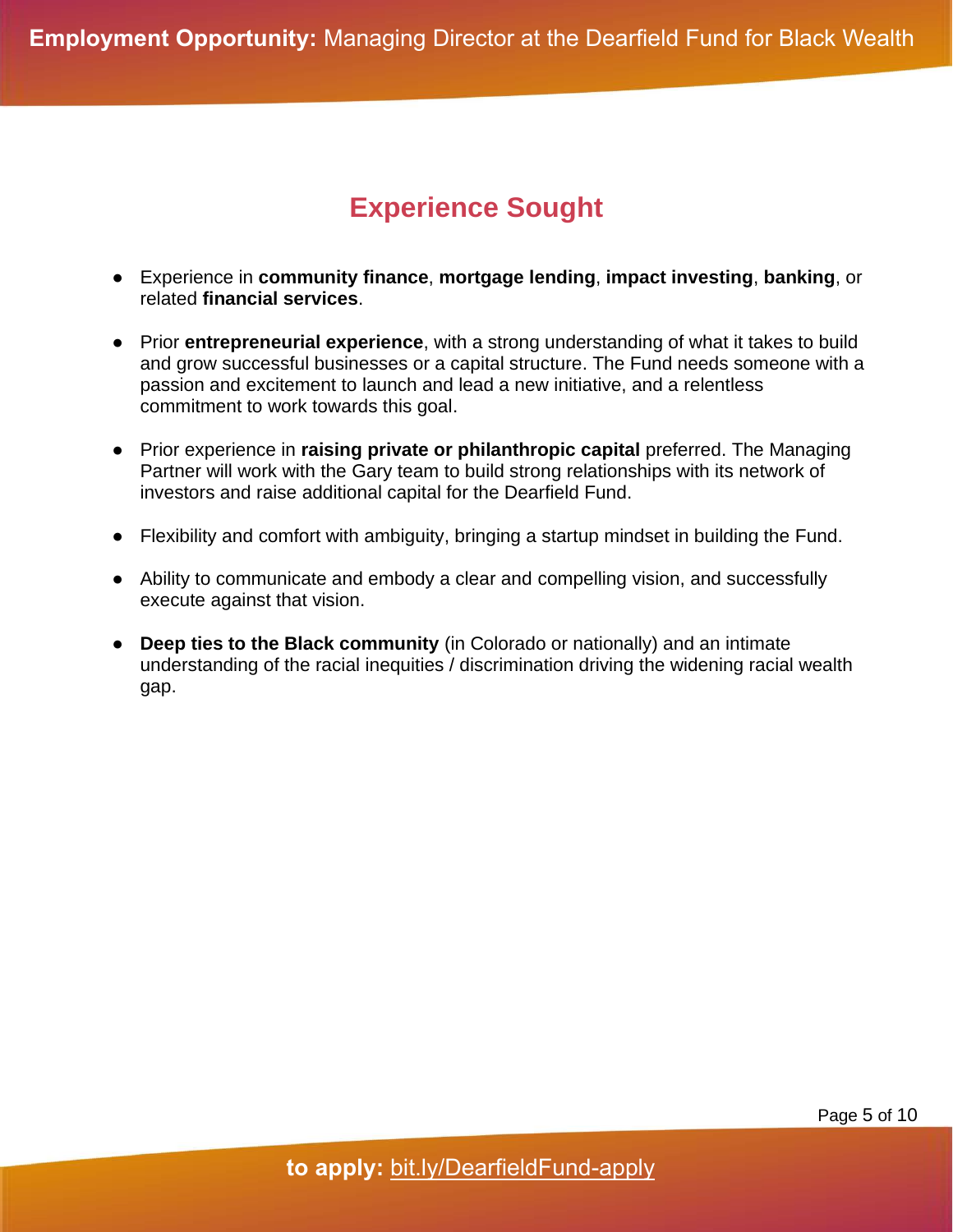## Experience Sought

- Experience in **community finance**, **mortgage lending**, **impact investing**, **banking**, or related **financial services**.
- Prior **entrepreneurial experience**, with a strong understanding of what it takes to build and grow successful businesses or a capital structure. The Fund needs someone with a passion and excitement to launch and lead a new initiative, and a relentless commitment to work towards this goal.
- Prior experience in **raising private or philanthropic capital** preferred. The Managing Partner will work with the Gary team to build strong relationships with its network of investors and raise additional capital for the Dearfield Fund.
- Flexibility and comfort with ambiguity, bringing a startup mindset in building the Fund.
- Ability to communicate and embody a clear and compelling vision, and successfully execute against that vision.
- **Deep ties to the Black community** (in Colorado or nationally) and an intimate understanding of the racial inequities / discrimination driving the widening racial wealth gap.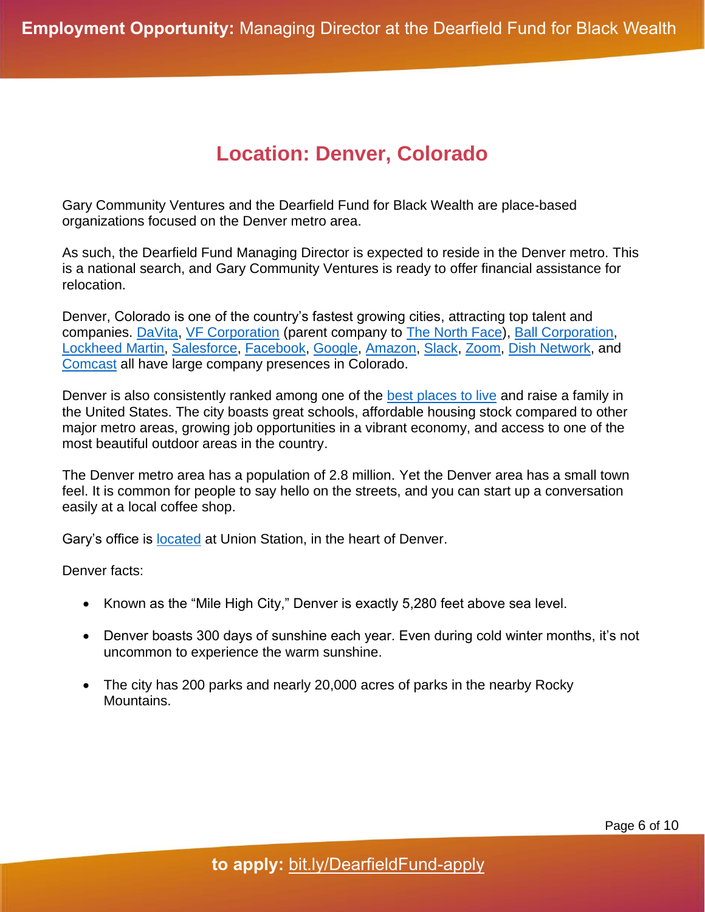## Location: Denver, Colorado

Gary Community Ventures and the Dearfield Fund for Black Wealth are place-based organizations focused on the Denver metro area.

As such, the Dearfield Fund Managing Director is expected to reside in the Denver metro. This is a national search, and Gary Community Ventures is ready to offer financial assistance for relocation.

Denver, Colorado is one of the country's fastest growing cities, attracting top talent and companies. DaVita, VF Corporation (parent company to The North Face), Ball Corporation, Lockheed Martin, Salesforce, Facebook, Google, Amazon, Slack, Zoom, Dish Network, and Comcast all have large company presences in Colorado.

Denver is also consistently ranked among one of the best places to live and raise a family in the United States. The city boasts great schools, affordable housing stock compared to other major metro areas, growing job opportunities in a vibrant economy, and access to one of the most beautiful outdoor areas in the country.

The Denver metro area has a population of 2.8 million. Yet the Denver area has a small town feel. It is common for people to say hello on the streets, and you can start up a conversation easily at a local coffee shop.

Gary's office is located at Union Station, in the heart of Denver.

Denver facts:

- Known as the "Mile High City," Denver is exactly 5,280 feet above sea level.
- Denver boasts 300 days of sunshine each year. Even during cold winter months, it's not uncommon to experience the warm sunshine.
- The city has 200 parks and nearly 20,000 acres of parks in the nearby Rocky Mountains.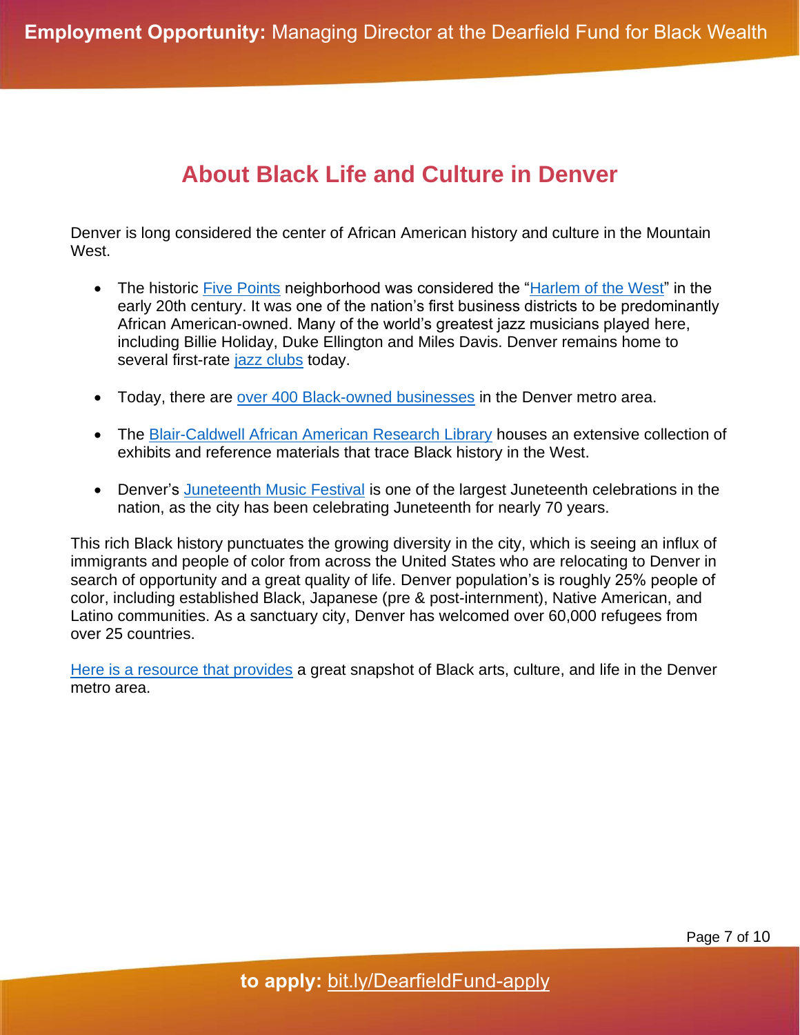## About Black Life and Culture in Denver

Denver is long considered the center of African American history and culture in the Mountain West.

- The historic Five Points neighborhood was considered the "Harlem of the West" in the early 20th century. It was one of the nation's first business districts to be predominantly African American-owned. Many of the world's greatest jazz musicians played here, including Billie Holiday, Duke Ellington and Miles Davis. Denver remains home to several first-rate jazz clubs today.

- Today, there are over 400 Black-owned businesses in the Denver metro area.

- The Blair-Caldwell African American Research Library houses an extensive collection of exhibits and reference materials that trace Black history in the West.

- Denver's Juneteenth Music Festival is one of the largest Juneteenth celebrations in the nation, as the city has been celebrating Juneteenth for nearly 70 years.

This rich Black history punctuates the growing diversity in the city, which is seeing an influx of immigrants and people of color from across the United States who are relocating to Denver in search of opportunity and a great quality of life. Denver population's is roughly 25% people of color, including established Black, Japanese (pre & post-internment), Native American, and Latino communities. As a sanctuary city, Denver has welcomed over 60,000 refugees from over 25 countries.

Here is a resource that provides a great snapshot of Black arts, culture, and life in the Denver metro area.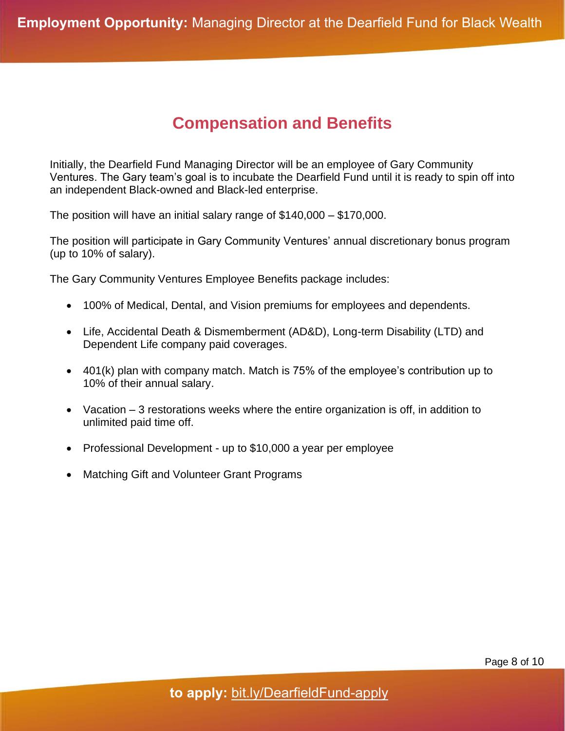# Compensation and Benefits

Initially, the Dearfield Fund Managing Director will be an employee of Gary Community Ventures. The Gary team's goal is to incubate the Dearfield Fund until it is ready to spin off into an independent Black-owned and Black-led enterprise.

The position will have an initial salary range of $140,000 – $170,000.

The position will participate in Gary Community Ventures' annual discretionary bonus program (up to 10% of salary).

The Gary Community Ventures Employee Benefits package includes:

- 100% of Medical, Dental, and Vision premiums for employees and dependents.
- Life, Accidental Death & Dismemberment (AD&D), Long-term Disability (LTD) and Dependent Life company paid coverages.
- 401(k) plan with company match. Match is 75% of the employee's contribution up to 10% of their annual salary.
- Vacation – 3 restorations weeks where the entire organization is off, in addition to unlimited paid time off.
- Professional Development - up to $10,000 a year per employee
- Matching Gift and Volunteer Grant Programs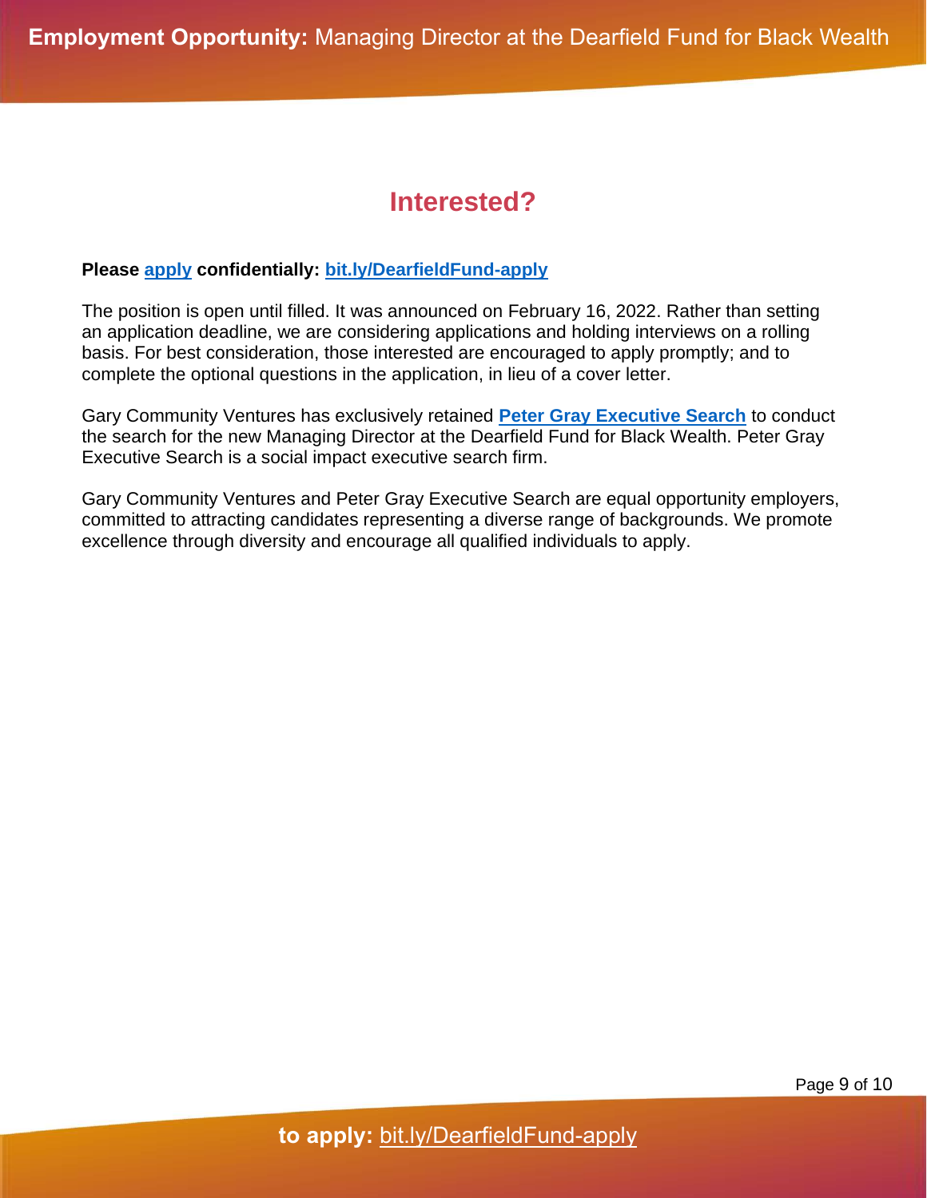## Interested?

**Please apply confidentially: bit.ly/DearfieldFund-apply**

The position is open until filled. It was announced on February 16, 2022. Rather than setting an application deadline, we are considering applications and holding interviews on a rolling basis. For best consideration, those interested are encouraged to apply promptly; and to complete the optional questions in the application, in lieu of a cover letter.

Gary Community Ventures has exclusively retained **Peter Gray Executive Search** to conduct the search for the new Managing Director at the Dearfield Fund for Black Wealth. Peter Gray Executive Search is a social impact executive search firm.

Gary Community Ventures and Peter Gray Executive Search are equal opportunity employers, committed to attracting candidates representing a diverse range of backgrounds. We promote excellence through diversity and encourage all qualified individuals to apply.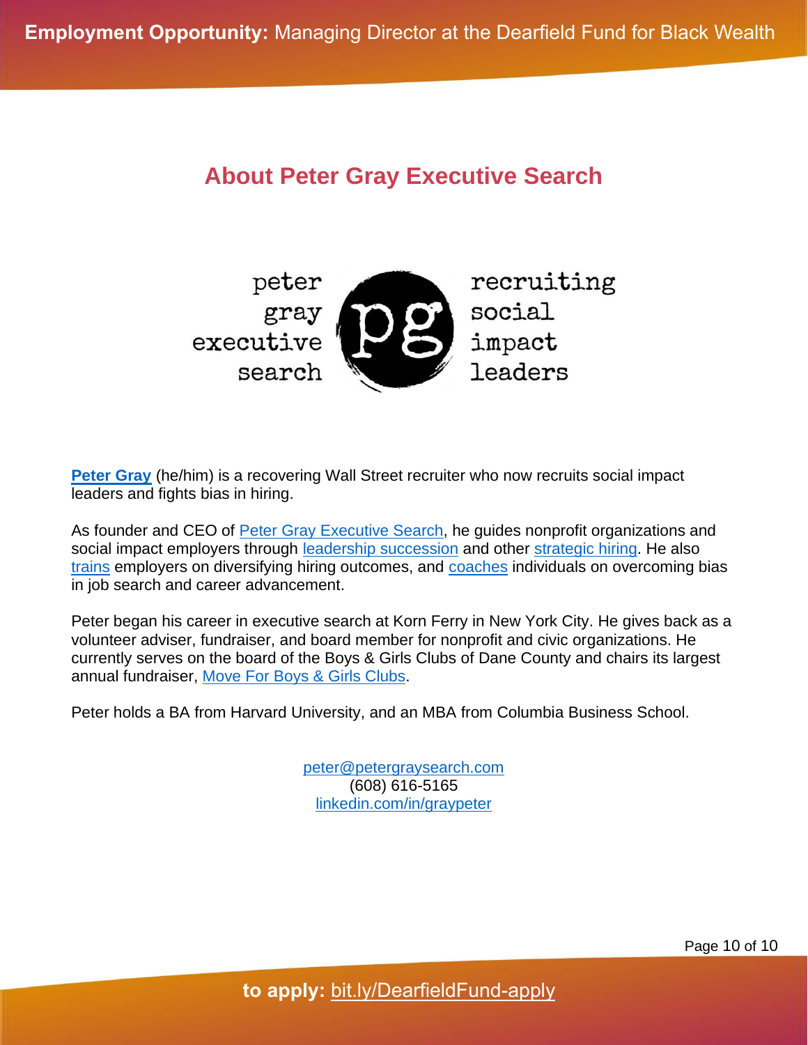## About Peter Gray Executive Search

peter gray executive search — recruiting social impact leaders

**Peter Gray** (he/him) is a recovering Wall Street recruiter who now recruits social impact leaders and fights bias in hiring.

As founder and CEO of Peter Gray Executive Search, he guides nonprofit organizations and social impact employers through leadership succession and other strategic hiring. He also trains employers on diversifying hiring outcomes, and coaches individuals on overcoming bias in job search and career advancement.

Peter began his career in executive search at Korn Ferry in New York City. He gives back as a volunteer adviser, fundraiser, and board member for nonprofit and civic organizations. He currently serves on the board of the Boys & Girls Clubs of Dane County and chairs its largest annual fundraiser, Move For Boys & Girls Clubs.

Peter holds a BA from Harvard University, and an MBA from Columbia Business School.

peter@petergraysearch.com
(608) 616-5165
linkedin.com/in/graypeter

**to apply:** bit.ly/DearfieldFund-apply